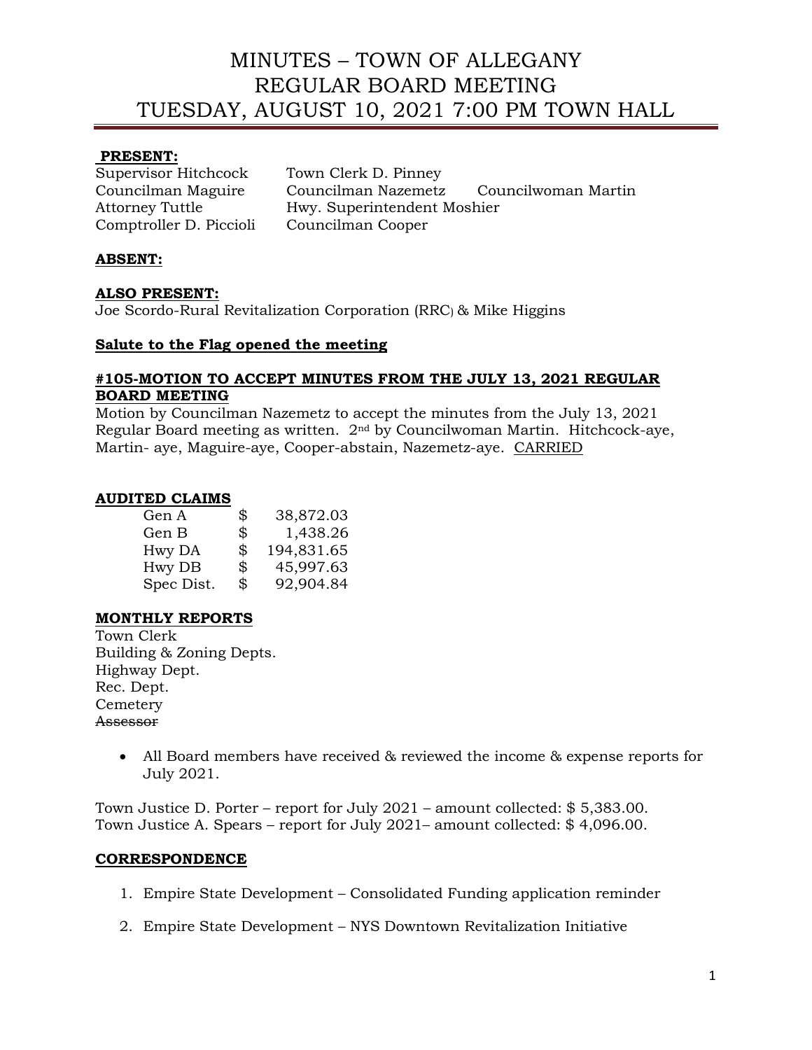# MINUTES – TOWN OF ALLEGANY
# REGULAR BOARD MEETING
# TUESDAY, AUGUST 10, 2021 7:00 PM TOWN HALL

**PRESENT:**

Supervisor Hitchcock    Town Clerk D. Pinney
Councilman Maguire    Councilman Nazemetz    Councilwoman Martin
Attorney Tuttle    Hwy. Superintendent Moshier
Comptroller D. Piccioli    Councilman Cooper

**ABSENT:**

**ALSO PRESENT:**

Joe Scordo-Rural Revitalization Corporation (RRC) & Mike Higgins

**Salute to the Flag opened the meeting**

**#105-MOTION TO ACCEPT MINUTES FROM THE JULY 13, 2021 REGULAR BOARD MEETING**

Motion by Councilman Nazemetz to accept the minutes from the July 13, 2021 Regular Board meeting as written. 2nd by Councilwoman Martin. Hitchcock-aye, Martin- aye, Maguire-aye, Cooper-abstain, Nazemetz-aye. CARRIED

**AUDITED CLAIMS**

| | | |
|---|---|---|
| Gen A | $ | 38,872.03 |
| Gen B | $ | 1,438.26 |
| Hwy DA | $ | 194,831.65 |
| Hwy DB | $ | 45,997.63 |
| Spec Dist. | $ | 92,904.84 |

**MONTHLY REPORTS**

Town Clerk
Building & Zoning Depts.
Highway Dept.
Rec. Dept.
Cemetery
~~Assessor~~

- All Board members have received & reviewed the income & expense reports for July 2021.

Town Justice D. Porter – report for July 2021 – amount collected: $ 5,383.00.
Town Justice A. Spears – report for July 2021– amount collected: $ 4,096.00.

**CORRESPONDENCE**

1. Empire State Development – Consolidated Funding application reminder
2. Empire State Development – NYS Downtown Revitalization Initiative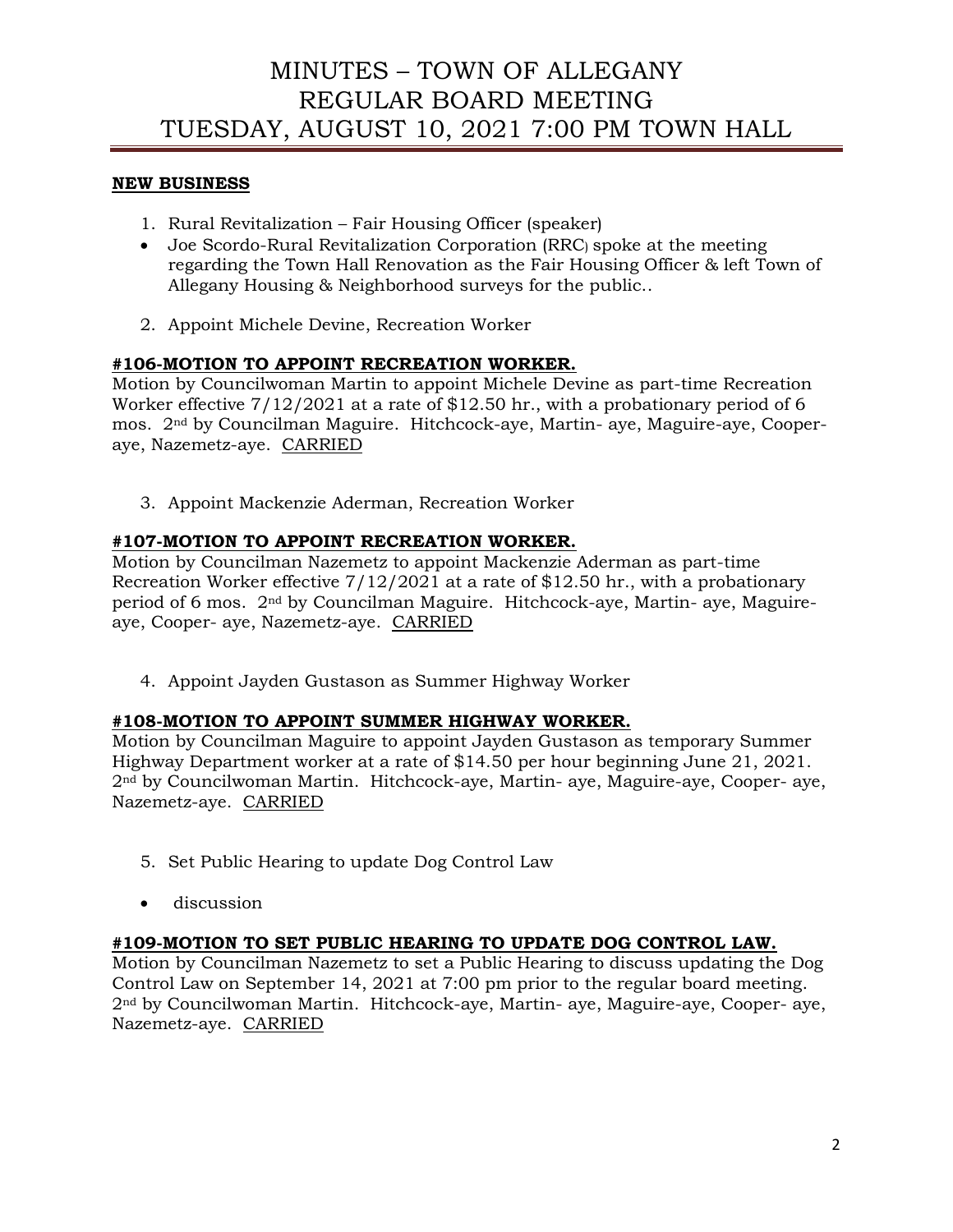# MINUTES – TOWN OF ALLEGANY
# REGULAR BOARD MEETING
# TUESDAY, AUGUST 10, 2021 7:00 PM TOWN HALL

**NEW BUSINESS**

1. Rural Revitalization – Fair Housing Officer (speaker)

- Joe Scordo-Rural Revitalization Corporation (RRC) spoke at the meeting regarding the Town Hall Renovation as the Fair Housing Officer & left Town of Allegany Housing & Neighborhood surveys for the public..

2. Appoint Michele Devine, Recreation Worker

**#106-MOTION TO APPOINT RECREATION WORKER.**
Motion by Councilwoman Martin to appoint Michele Devine as part-time Recreation Worker effective 7/12/2021 at a rate of $12.50 hr., with a probationary period of 6 mos. 2nd by Councilman Maguire. Hitchcock-aye, Martin- aye, Maguire-aye, Cooper-aye, Nazemetz-aye. CARRIED

3. Appoint Mackenzie Aderman, Recreation Worker

**#107-MOTION TO APPOINT RECREATION WORKER.**
Motion by Councilman Nazemetz to appoint Mackenzie Aderman as part-time Recreation Worker effective 7/12/2021 at a rate of $12.50 hr., with a probationary period of 6 mos. 2nd by Councilman Maguire. Hitchcock-aye, Martin- aye, Maguire-aye, Cooper- aye, Nazemetz-aye. CARRIED

4. Appoint Jayden Gustason as Summer Highway Worker

**#108-MOTION TO APPOINT SUMMER HIGHWAY WORKER.**
Motion by Councilman Maguire to appoint Jayden Gustason as temporary Summer Highway Department worker at a rate of $14.50 per hour beginning June 21, 2021. 2nd by Councilwoman Martin. Hitchcock-aye, Martin- aye, Maguire-aye, Cooper- aye, Nazemetz-aye. CARRIED

5. Set Public Hearing to update Dog Control Law

- discussion

**#109-MOTION TO SET PUBLIC HEARING TO UPDATE DOG CONTROL LAW.**
Motion by Councilman Nazemetz to set a Public Hearing to discuss updating the Dog Control Law on September 14, 2021 at 7:00 pm prior to the regular board meeting. 2nd by Councilwoman Martin. Hitchcock-aye, Martin- aye, Maguire-aye, Cooper- aye, Nazemetz-aye. CARRIED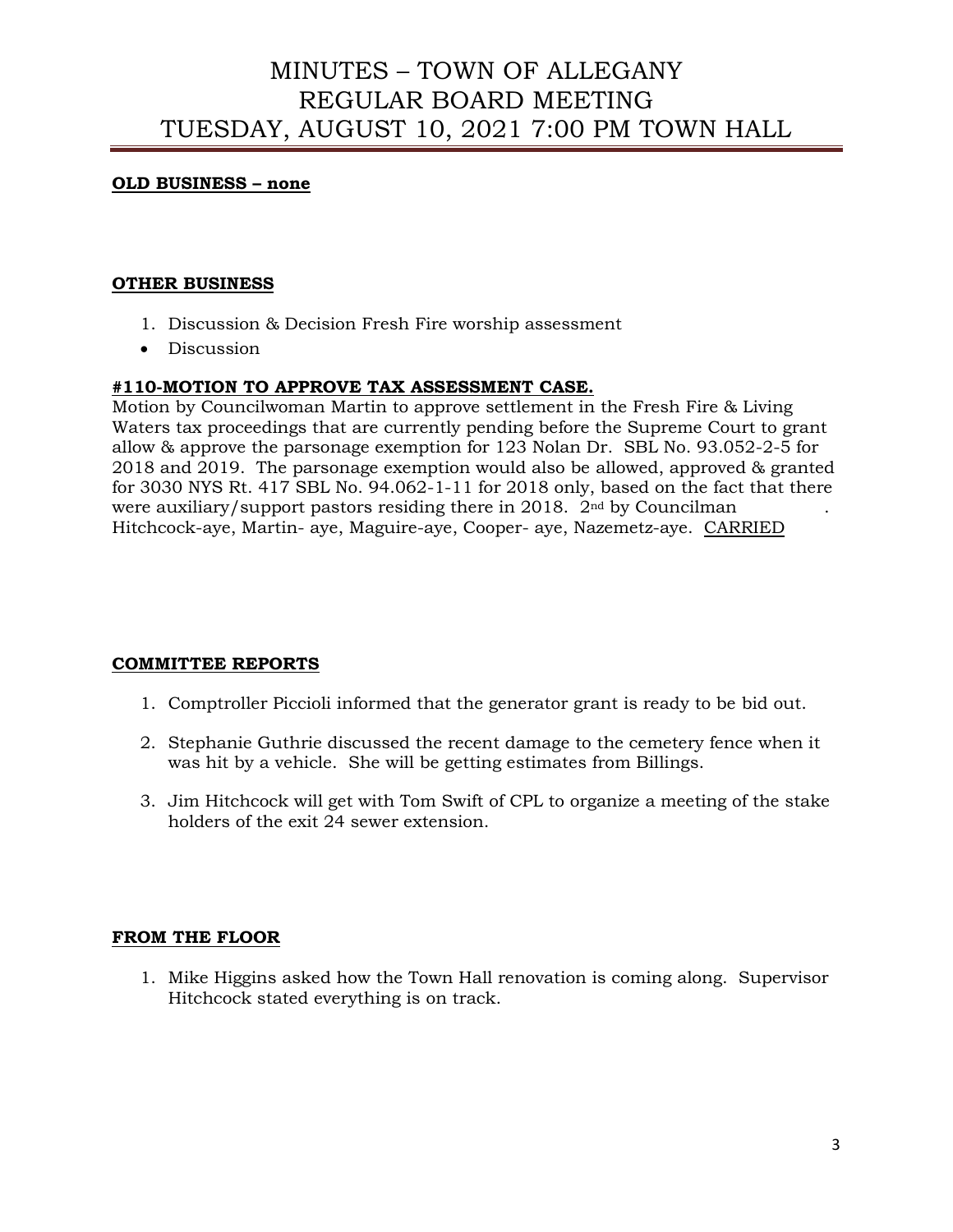# MINUTES – TOWN OF ALLEGANY
# REGULAR BOARD MEETING
# TUESDAY, AUGUST 10, 2021 7:00 PM TOWN HALL

**OLD BUSINESS – none**

**OTHER BUSINESS**

1. Discussion & Decision Fresh Fire worship assessment

- Discussion

**#110-MOTION TO APPROVE TAX ASSESSMENT CASE.**

Motion by Councilwoman Martin to approve settlement in the Fresh Fire & Living Waters tax proceedings that are currently pending before the Supreme Court to grant allow & approve the parsonage exemption for 123 Nolan Dr. SBL No. 93.052-2-5 for 2018 and 2019. The parsonage exemption would also be allowed, approved & granted for 3030 NYS Rt. 417 SBL No. 94.062-1-11 for 2018 only, based on the fact that there were auxiliary/support pastors residing there in 2018. 2nd by Councilman . Hitchcock-aye, Martin- aye, Maguire-aye, Cooper- aye, Nazemetz-aye. CARRIED

**COMMITTEE REPORTS**

1. Comptroller Piccioli informed that the generator grant is ready to be bid out.

2. Stephanie Guthrie discussed the recent damage to the cemetery fence when it was hit by a vehicle. She will be getting estimates from Billings.

3. Jim Hitchcock will get with Tom Swift of CPL to organize a meeting of the stake holders of the exit 24 sewer extension.

**FROM THE FLOOR**

1. Mike Higgins asked how the Town Hall renovation is coming along. Supervisor Hitchcock stated everything is on track.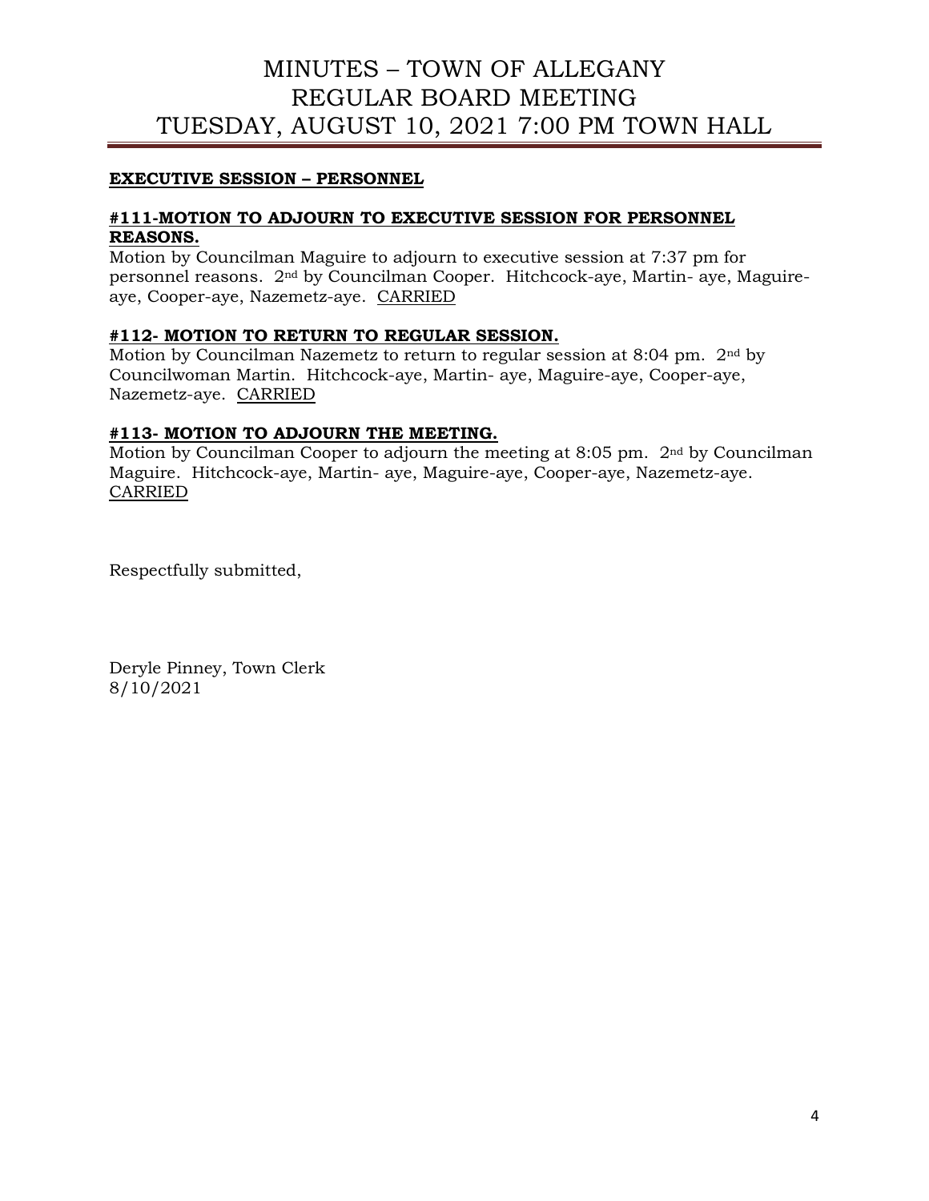# MINUTES – TOWN OF ALLEGANY
# REGULAR BOARD MEETING
# TUESDAY, AUGUST 10, 2021 7:00 PM TOWN HALL

**EXECUTIVE SESSION – PERSONNEL**

**#111-MOTION TO ADJOURN TO EXECUTIVE SESSION FOR PERSONNEL REASONS.**

Motion by Councilman Maguire to adjourn to executive session at 7:37 pm for personnel reasons. 2nd by Councilman Cooper. Hitchcock-aye, Martin- aye, Maguire-aye, Cooper-aye, Nazemetz-aye. CARRIED

**#112- MOTION TO RETURN TO REGULAR SESSION.**

Motion by Councilman Nazemetz to return to regular session at 8:04 pm. 2nd by Councilwoman Martin. Hitchcock-aye, Martin- aye, Maguire-aye, Cooper-aye, Nazemetz-aye. CARRIED

**#113- MOTION TO ADJOURN THE MEETING.**

Motion by Councilman Cooper to adjourn the meeting at 8:05 pm. 2nd by Councilman Maguire. Hitchcock-aye, Martin- aye, Maguire-aye, Cooper-aye, Nazemetz-aye. CARRIED

Respectfully submitted,

Deryle Pinney, Town Clerk
8/10/2021